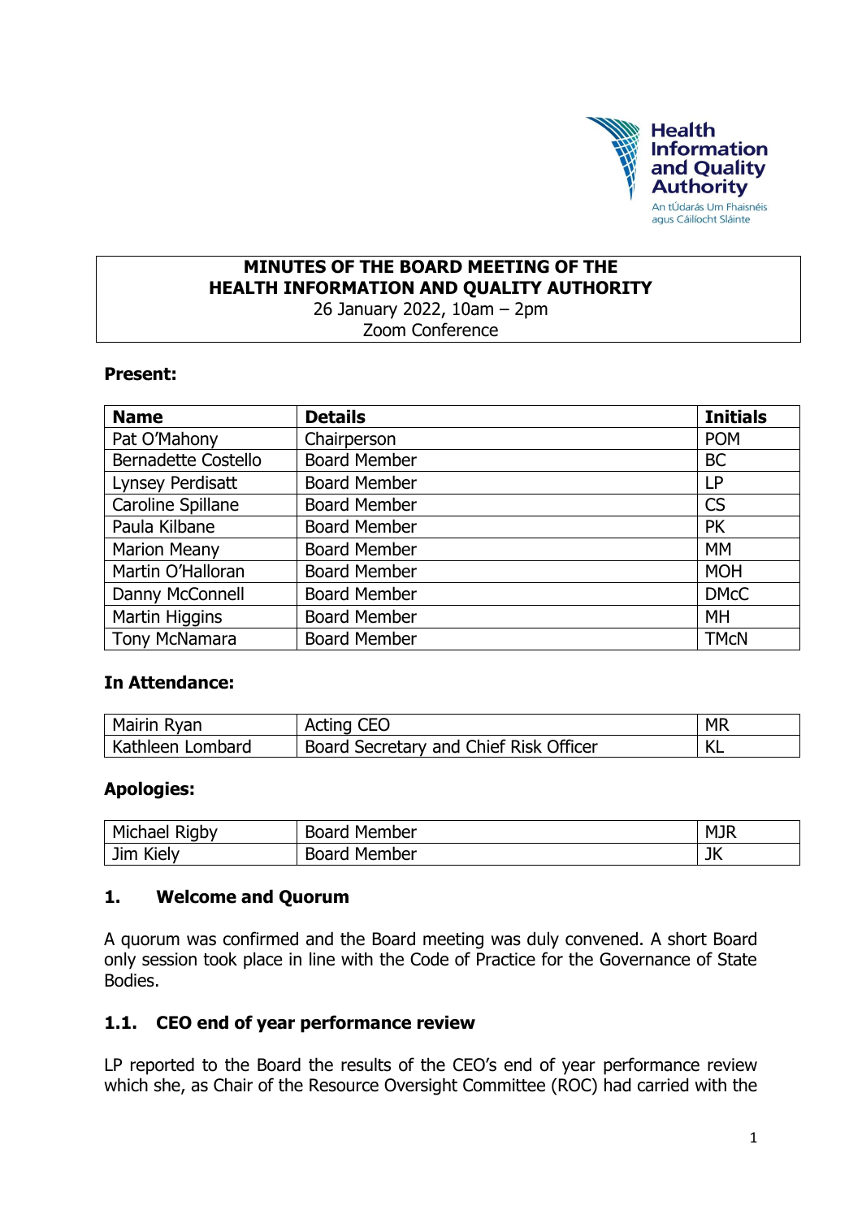Health Information and Quality Authority

An tÚdarás Um Fhaisnéis agus Cáilíocht Sláinte

# MINUTES OF THE BOARD MEETING OF THE HEALTH INFORMATION AND QUALITY AUTHORITY

26 January 2022, 10am – 2pm

Zoom Conference

**Present:**

| Name | Details | Initials |
|---|---|---|
| Pat O'Mahony | Chairperson | POM |
| Bernadette Costello | Board Member | BC |
| Lynsey Perdisatt | Board Member | LP |
| Caroline Spillane | Board Member | CS |
| Paula Kilbane | Board Member | PK |
| Marion Meany | Board Member | MM |
| Martin O'Halloran | Board Member | MOH |
| Danny McConnell | Board Member | DMcC |
| Martin Higgins | Board Member | MH |
| Tony McNamara | Board Member | TMcN |

**In Attendance:**

| | | |
|---|---|---|
| Mairin Ryan | Acting CEO | MR |
| Kathleen Lombard | Board Secretary and Chief Risk Officer | KL |

**Apologies:**

| | | |
|---|---|---|
| Michael Rigby | Board Member | MJR |
| Jim Kiely | Board Member | JK |

## 1. Welcome and Quorum

A quorum was confirmed and the Board meeting was duly convened. A short Board only session took place in line with the Code of Practice for the Governance of State Bodies.

### 1.1. CEO end of year performance review

LP reported to the Board the results of the CEO's end of year performance review which she, as Chair of the Resource Oversight Committee (ROC) had carried with the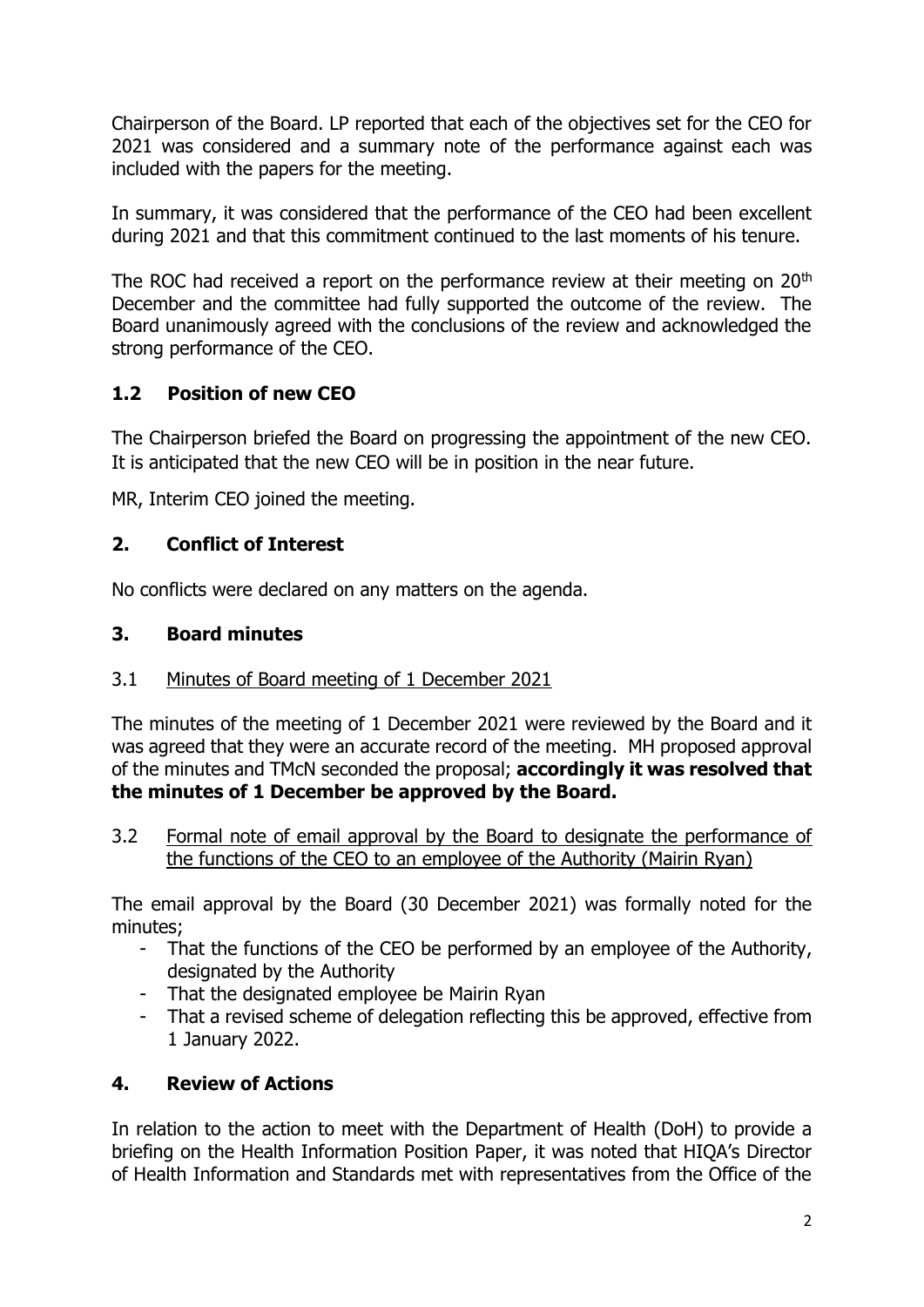Chairperson of the Board. LP reported that each of the objectives set for the CEO for 2021 was considered and a summary note of the performance against each was included with the papers for the meeting.

In summary, it was considered that the performance of the CEO had been excellent during 2021 and that this commitment continued to the last moments of his tenure.

The ROC had received a report on the performance review at their meeting on 20th December and the committee had fully supported the outcome of the review. The Board unanimously agreed with the conclusions of the review and acknowledged the strong performance of the CEO.

### 1.2 Position of new CEO

The Chairperson briefed the Board on progressing the appointment of the new CEO. It is anticipated that the new CEO will be in position in the near future.

MR, Interim CEO joined the meeting.

## 2. Conflict of Interest

No conflicts were declared on any matters on the agenda.

## 3. Board minutes

3.1 Minutes of Board meeting of 1 December 2021

The minutes of the meeting of 1 December 2021 were reviewed by the Board and it was agreed that they were an accurate record of the meeting. MH proposed approval of the minutes and TMcN seconded the proposal; **accordingly it was resolved that the minutes of 1 December be approved by the Board.**

3.2 Formal note of email approval by the Board to designate the performance of the functions of the CEO to an employee of the Authority (Mairin Ryan)

The email approval by the Board (30 December 2021) was formally noted for the minutes;

- That the functions of the CEO be performed by an employee of the Authority, designated by the Authority
- That the designated employee be Mairin Ryan
- That a revised scheme of delegation reflecting this be approved, effective from 1 January 2022.

## 4. Review of Actions

In relation to the action to meet with the Department of Health (DoH) to provide a briefing on the Health Information Position Paper, it was noted that HIQA's Director of Health Information and Standards met with representatives from the Office of the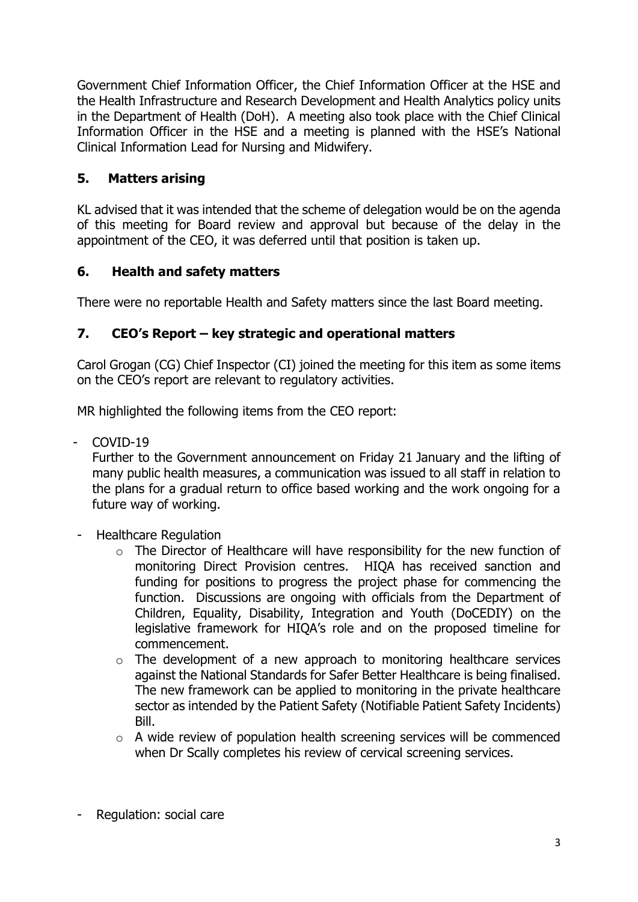Government Chief Information Officer, the Chief Information Officer at the HSE and the Health Infrastructure and Research Development and Health Analytics policy units in the Department of Health (DoH). A meeting also took place with the Chief Clinical Information Officer in the HSE and a meeting is planned with the HSE's National Clinical Information Lead for Nursing and Midwifery.

## 5. Matters arising

KL advised that it was intended that the scheme of delegation would be on the agenda of this meeting for Board review and approval but because of the delay in the appointment of the CEO, it was deferred until that position is taken up.

## 6. Health and safety matters

There were no reportable Health and Safety matters since the last Board meeting.

## 7. CEO's Report – key strategic and operational matters

Carol Grogan (CG) Chief Inspector (CI) joined the meeting for this item as some items on the CEO's report are relevant to regulatory activities.

MR highlighted the following items from the CEO report:

- COVID-19
  Further to the Government announcement on Friday 21 January and the lifting of many public health measures, a communication was issued to all staff in relation to the plans for a gradual return to office based working and the work ongoing for a future way of working.
- Healthcare Regulation
  - The Director of Healthcare will have responsibility for the new function of monitoring Direct Provision centres. HIQA has received sanction and funding for positions to progress the project phase for commencing the function. Discussions are ongoing with officials from the Department of Children, Equality, Disability, Integration and Youth (DoCEDIY) on the legislative framework for HIQA's role and on the proposed timeline for commencement.
  - The development of a new approach to monitoring healthcare services against the National Standards for Safer Better Healthcare is being finalised. The new framework can be applied to monitoring in the private healthcare sector as intended by the Patient Safety (Notifiable Patient Safety Incidents) Bill.
  - A wide review of population health screening services will be commenced when Dr Scally completes his review of cervical screening services.
- Regulation: social care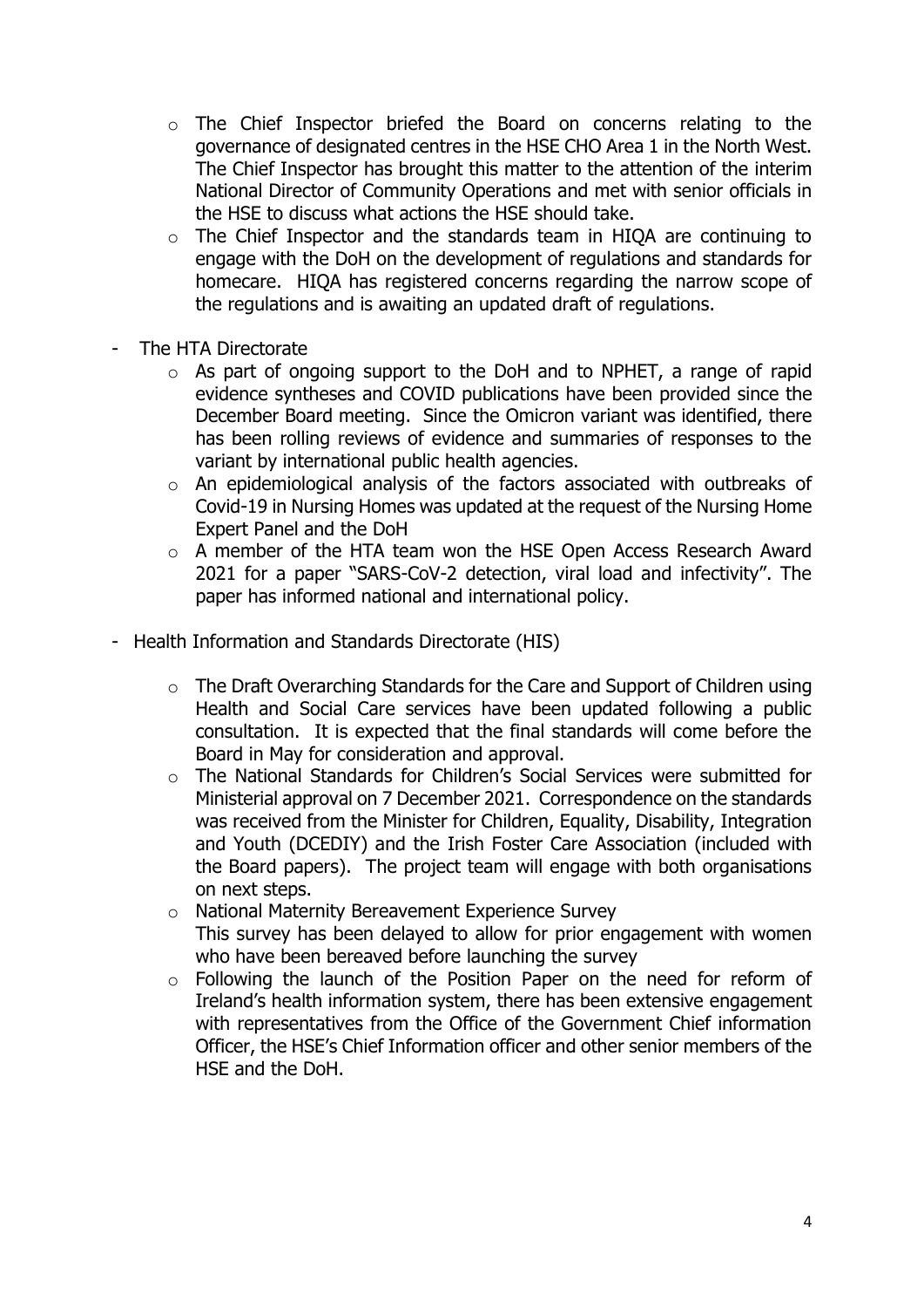- The Chief Inspector briefed the Board on concerns relating to the governance of designated centres in the HSE CHO Area 1 in the North West. The Chief Inspector has brought this matter to the attention of the interim National Director of Community Operations and met with senior officials in the HSE to discuss what actions the HSE should take.
  - The Chief Inspector and the standards team in HIQA are continuing to engage with the DoH on the development of regulations and standards for homecare. HIQA has registered concerns regarding the narrow scope of the regulations and is awaiting an updated draft of regulations.

- The HTA Directorate
  - As part of ongoing support to the DoH and to NPHET, a range of rapid evidence syntheses and COVID publications have been provided since the December Board meeting. Since the Omicron variant was identified, there has been rolling reviews of evidence and summaries of responses to the variant by international public health agencies.
  - An epidemiological analysis of the factors associated with outbreaks of Covid-19 in Nursing Homes was updated at the request of the Nursing Home Expert Panel and the DoH
  - A member of the HTA team won the HSE Open Access Research Award 2021 for a paper "SARS-CoV-2 detection, viral load and infectivity". The paper has informed national and international policy.

- Health Information and Standards Directorate (HIS)
  - The Draft Overarching Standards for the Care and Support of Children using Health and Social Care services have been updated following a public consultation. It is expected that the final standards will come before the Board in May for consideration and approval.
  - The National Standards for Children's Social Services were submitted for Ministerial approval on 7 December 2021. Correspondence on the standards was received from the Minister for Children, Equality, Disability, Integration and Youth (DCEDIY) and the Irish Foster Care Association (included with the Board papers). The project team will engage with both organisations on next steps.
  - National Maternity Bereavement Experience Survey
    This survey has been delayed to allow for prior engagement with women who have been bereaved before launching the survey
  - Following the launch of the Position Paper on the need for reform of Ireland's health information system, there has been extensive engagement with representatives from the Office of the Government Chief information Officer, the HSE's Chief Information officer and other senior members of the HSE and the DoH.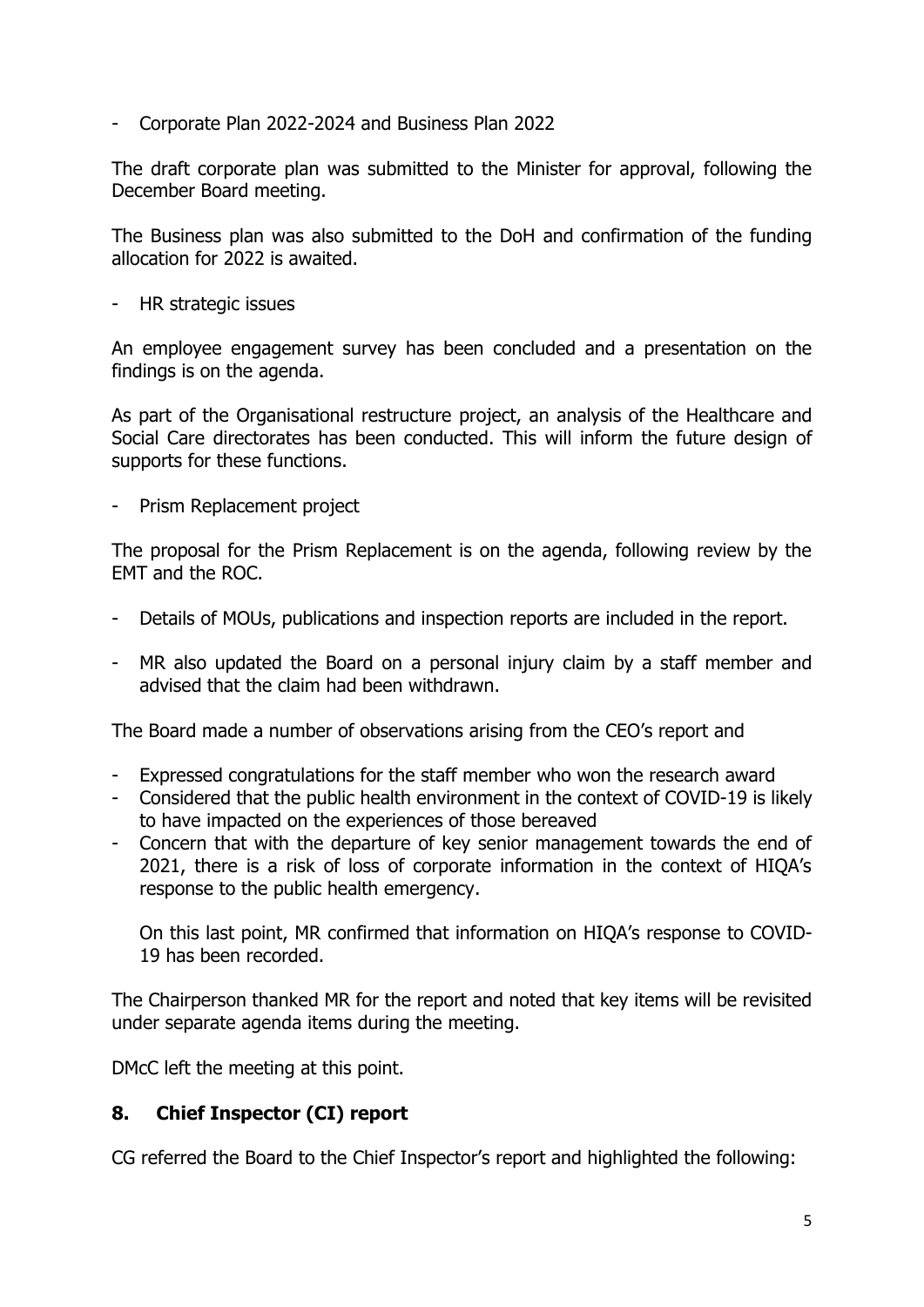- Corporate Plan 2022-2024 and Business Plan 2022

The draft corporate plan was submitted to the Minister for approval, following the December Board meeting.

The Business plan was also submitted to the DoH and confirmation of the funding allocation for 2022 is awaited.

- HR strategic issues

An employee engagement survey has been concluded and a presentation on the findings is on the agenda.

As part of the Organisational restructure project, an analysis of the Healthcare and Social Care directorates has been conducted. This will inform the future design of supports for these functions.

- Prism Replacement project

The proposal for the Prism Replacement is on the agenda, following review by the EMT and the ROC.

- Details of MOUs, publications and inspection reports are included in the report.
- MR also updated the Board on a personal injury claim by a staff member and advised that the claim had been withdrawn.

The Board made a number of observations arising from the CEO's report and

- Expressed congratulations for the staff member who won the research award
- Considered that the public health environment in the context of COVID-19 is likely to have impacted on the experiences of those bereaved
- Concern that with the departure of key senior management towards the end of 2021, there is a risk of loss of corporate information in the context of HIQA's response to the public health emergency.

  On this last point, MR confirmed that information on HIQA's response to COVID-19 has been recorded.

The Chairperson thanked MR for the report and noted that key items will be revisited under separate agenda items during the meeting.

DMcC left the meeting at this point.

## 8. Chief Inspector (CI) report

CG referred the Board to the Chief Inspector's report and highlighted the following: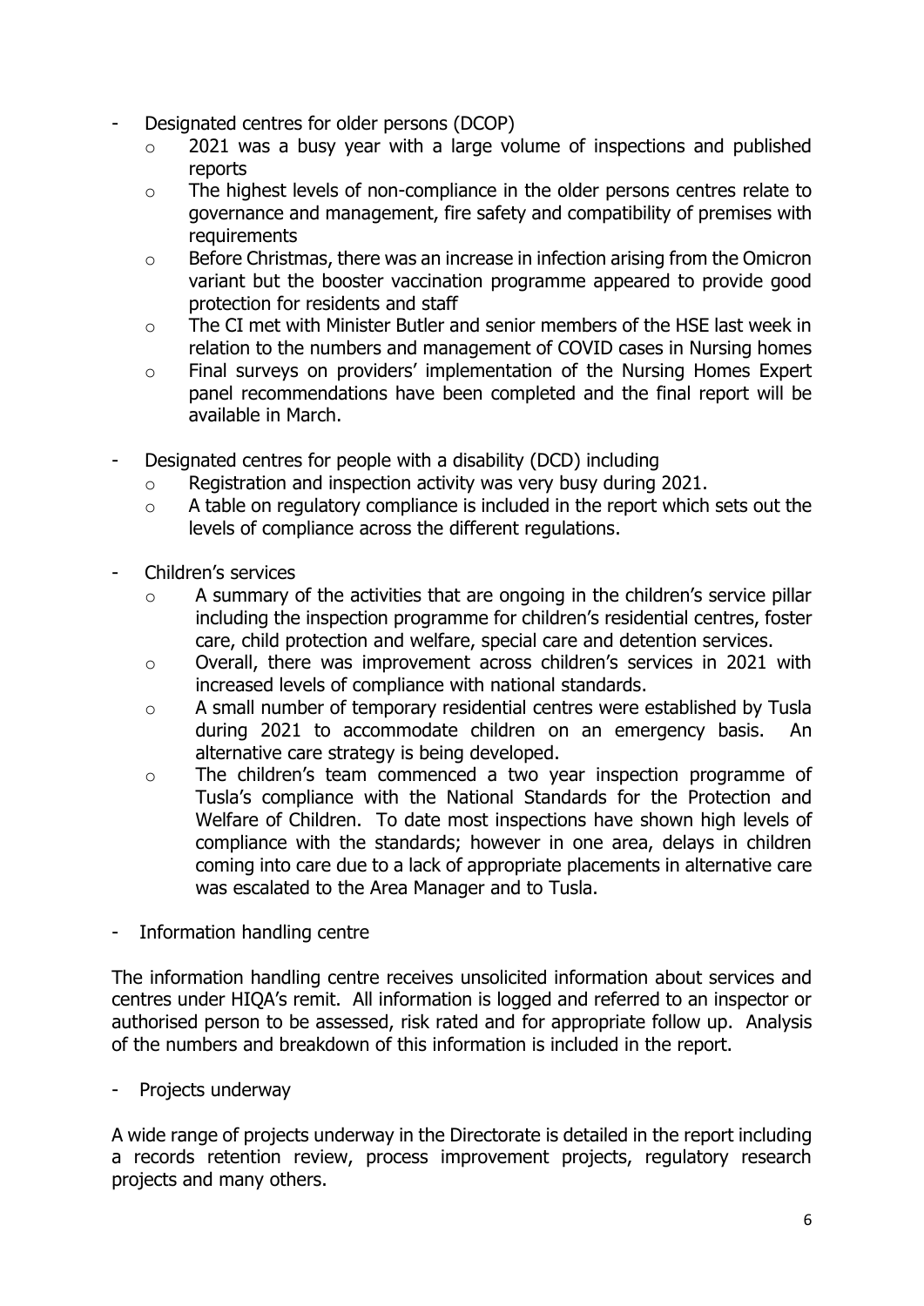- Designated centres for older persons (DCOP)
    - 2021 was a busy year with a large volume of inspections and published reports
    - The highest levels of non-compliance in the older persons centres relate to governance and management, fire safety and compatibility of premises with requirements
    - Before Christmas, there was an increase in infection arising from the Omicron variant but the booster vaccination programme appeared to provide good protection for residents and staff
    - The CI met with Minister Butler and senior members of the HSE last week in relation to the numbers and management of COVID cases in Nursing homes
    - Final surveys on providers' implementation of the Nursing Homes Expert panel recommendations have been completed and the final report will be available in March.
- Designated centres for people with a disability (DCD) including
    - Registration and inspection activity was very busy during 2021.
    - A table on regulatory compliance is included in the report which sets out the levels of compliance across the different regulations.
- Children's services
    - A summary of the activities that are ongoing in the children's service pillar including the inspection programme for children's residential centres, foster care, child protection and welfare, special care and detention services.
    - Overall, there was improvement across children's services in 2021 with increased levels of compliance with national standards.
    - A small number of temporary residential centres were established by Tusla during 2021 to accommodate children on an emergency basis. An alternative care strategy is being developed.
    - The children's team commenced a two year inspection programme of Tusla's compliance with the National Standards for the Protection and Welfare of Children. To date most inspections have shown high levels of compliance with the standards; however in one area, delays in children coming into care due to a lack of appropriate placements in alternative care was escalated to the Area Manager and to Tusla.
- Information handling centre

The information handling centre receives unsolicited information about services and centres under HIQA's remit. All information is logged and referred to an inspector or authorised person to be assessed, risk rated and for appropriate follow up. Analysis of the numbers and breakdown of this information is included in the report.

- Projects underway

A wide range of projects underway in the Directorate is detailed in the report including a records retention review, process improvement projects, regulatory research projects and many others.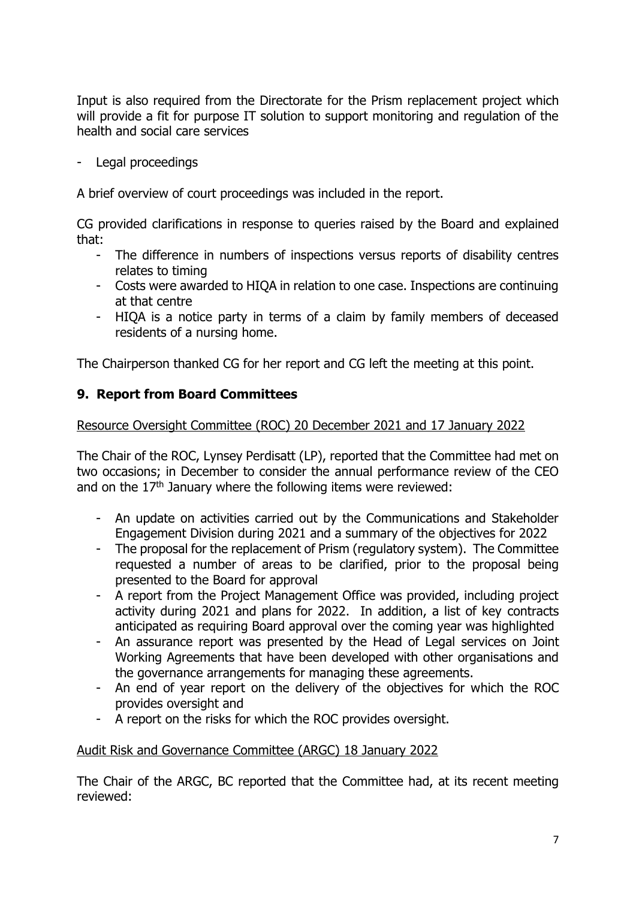Input is also required from the Directorate for the Prism replacement project which will provide a fit for purpose IT solution to support monitoring and regulation of the health and social care services

- Legal proceedings

A brief overview of court proceedings was included in the report.

CG provided clarifications in response to queries raised by the Board and explained that:

- The difference in numbers of inspections versus reports of disability centres relates to timing
- Costs were awarded to HIQA in relation to one case. Inspections are continuing at that centre
- HIQA is a notice party in terms of a claim by family members of deceased residents of a nursing home.

The Chairperson thanked CG for her report and CG left the meeting at this point.

## 9. Report from Board Committees

Resource Oversight Committee (ROC) 20 December 2021 and 17 January 2022

The Chair of the ROC, Lynsey Perdisatt (LP), reported that the Committee had met on two occasions; in December to consider the annual performance review of the CEO and on the 17th January where the following items were reviewed:

- An update on activities carried out by the Communications and Stakeholder Engagement Division during 2021 and a summary of the objectives for 2022
- The proposal for the replacement of Prism (regulatory system). The Committee requested a number of areas to be clarified, prior to the proposal being presented to the Board for approval
- A report from the Project Management Office was provided, including project activity during 2021 and plans for 2022. In addition, a list of key contracts anticipated as requiring Board approval over the coming year was highlighted
- An assurance report was presented by the Head of Legal services on Joint Working Agreements that have been developed with other organisations and the governance arrangements for managing these agreements.
- An end of year report on the delivery of the objectives for which the ROC provides oversight and
- A report on the risks for which the ROC provides oversight.

Audit Risk and Governance Committee (ARGC) 18 January 2022

The Chair of the ARGC, BC reported that the Committee had, at its recent meeting reviewed: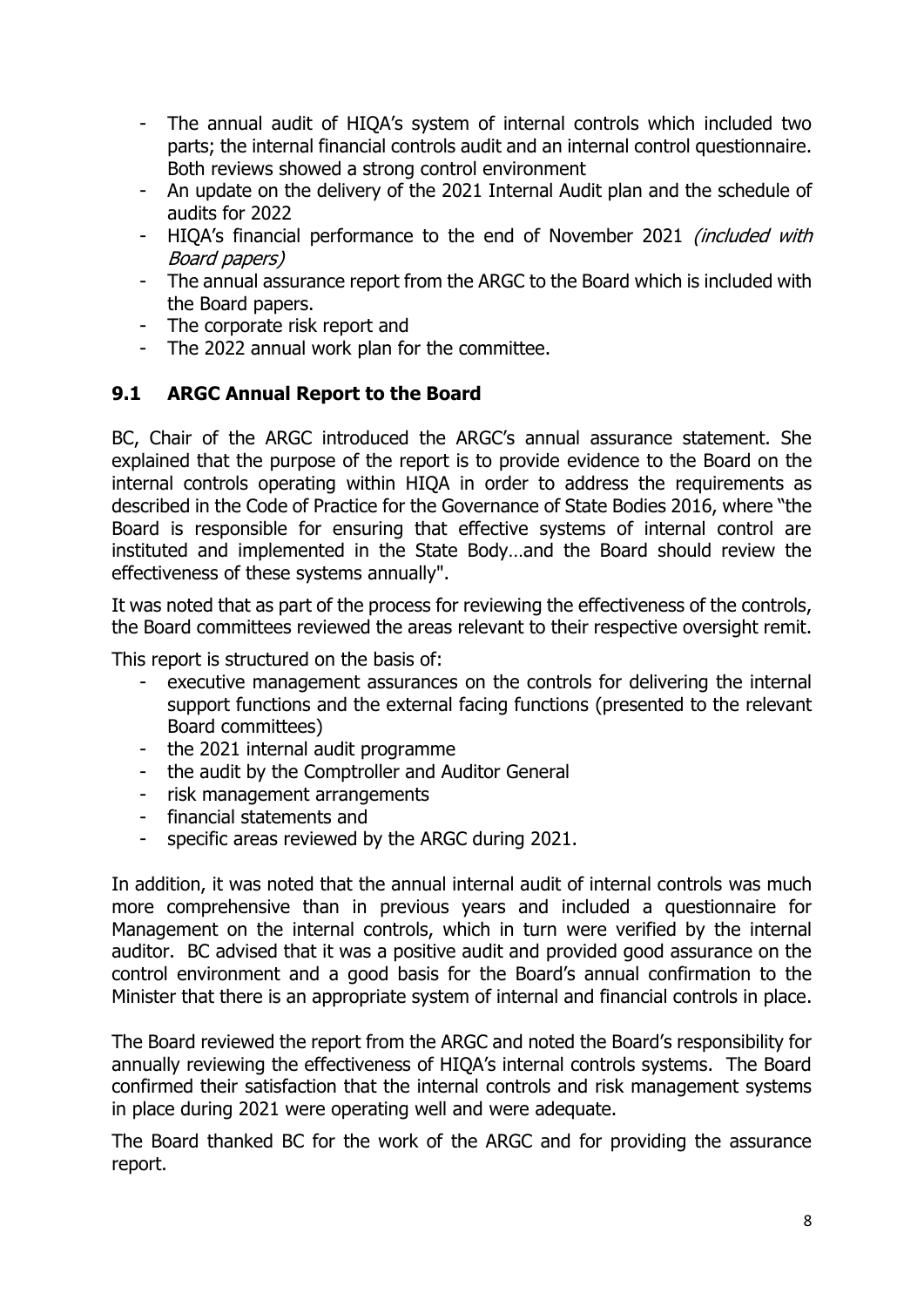- The annual audit of HIQA's system of internal controls which included two parts; the internal financial controls audit and an internal control questionnaire. Both reviews showed a strong control environment
- An update on the delivery of the 2021 Internal Audit plan and the schedule of audits for 2022
- HIQA's financial performance to the end of November 2021 *(included with Board papers)*
- The annual assurance report from the ARGC to the Board which is included with the Board papers.
- The corporate risk report and
- The 2022 annual work plan for the committee.

## 9.1 ARGC Annual Report to the Board

BC, Chair of the ARGC introduced the ARGC's annual assurance statement. She explained that the purpose of the report is to provide evidence to the Board on the internal controls operating within HIQA in order to address the requirements as described in the Code of Practice for the Governance of State Bodies 2016, where "the Board is responsible for ensuring that effective systems of internal control are instituted and implemented in the State Body…and the Board should review the effectiveness of these systems annually".

It was noted that as part of the process for reviewing the effectiveness of the controls, the Board committees reviewed the areas relevant to their respective oversight remit.

This report is structured on the basis of:

- executive management assurances on the controls for delivering the internal support functions and the external facing functions (presented to the relevant Board committees)
- the 2021 internal audit programme
- the audit by the Comptroller and Auditor General
- risk management arrangements
- financial statements and
- specific areas reviewed by the ARGC during 2021.

In addition, it was noted that the annual internal audit of internal controls was much more comprehensive than in previous years and included a questionnaire for Management on the internal controls, which in turn were verified by the internal auditor. BC advised that it was a positive audit and provided good assurance on the control environment and a good basis for the Board's annual confirmation to the Minister that there is an appropriate system of internal and financial controls in place.

The Board reviewed the report from the ARGC and noted the Board's responsibility for annually reviewing the effectiveness of HIQA's internal controls systems. The Board confirmed their satisfaction that the internal controls and risk management systems in place during 2021 were operating well and were adequate.

The Board thanked BC for the work of the ARGC and for providing the assurance report.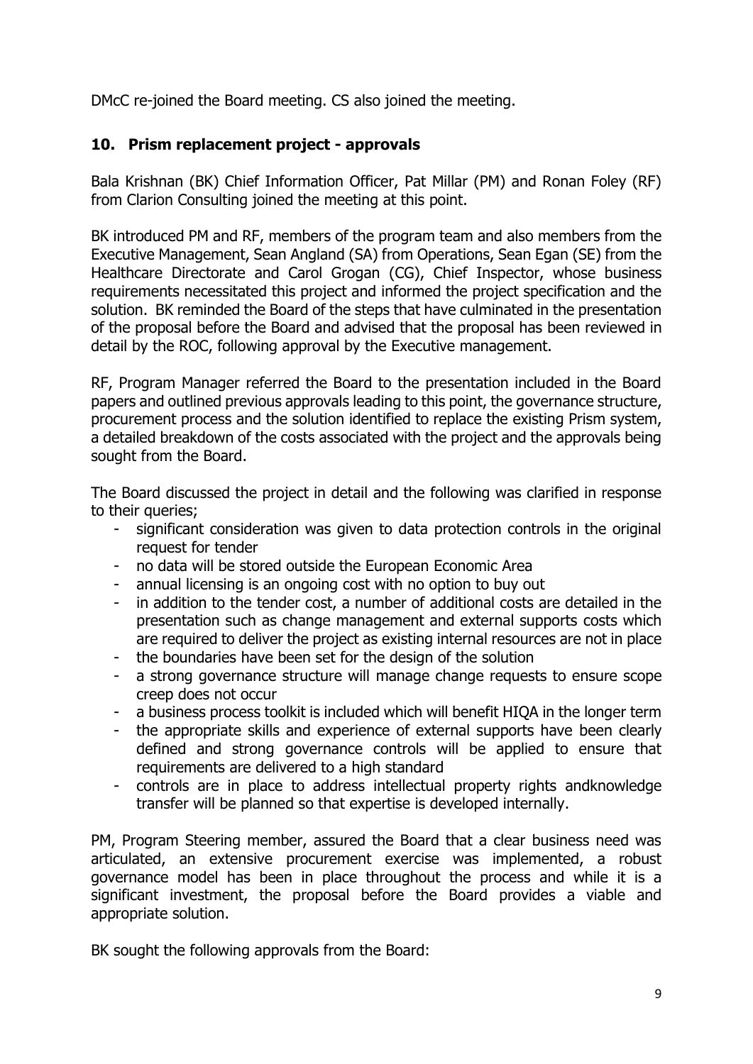DMcC re-joined the Board meeting. CS also joined the meeting.

## 10. Prism replacement project - approvals

Bala Krishnan (BK) Chief Information Officer, Pat Millar (PM) and Ronan Foley (RF) from Clarion Consulting joined the meeting at this point.

BK introduced PM and RF, members of the program team and also members from the Executive Management, Sean Angland (SA) from Operations, Sean Egan (SE) from the Healthcare Directorate and Carol Grogan (CG), Chief Inspector, whose business requirements necessitated this project and informed the project specification and the solution. BK reminded the Board of the steps that have culminated in the presentation of the proposal before the Board and advised that the proposal has been reviewed in detail by the ROC, following approval by the Executive management.

RF, Program Manager referred the Board to the presentation included in the Board papers and outlined previous approvals leading to this point, the governance structure, procurement process and the solution identified to replace the existing Prism system, a detailed breakdown of the costs associated with the project and the approvals being sought from the Board.

The Board discussed the project in detail and the following was clarified in response to their queries;

- significant consideration was given to data protection controls in the original request for tender
- no data will be stored outside the European Economic Area
- annual licensing is an ongoing cost with no option to buy out
- in addition to the tender cost, a number of additional costs are detailed in the presentation such as change management and external supports costs which are required to deliver the project as existing internal resources are not in place
- the boundaries have been set for the design of the solution
- a strong governance structure will manage change requests to ensure scope creep does not occur
- a business process toolkit is included which will benefit HIQA in the longer term
- the appropriate skills and experience of external supports have been clearly defined and strong governance controls will be applied to ensure that requirements are delivered to a high standard
- controls are in place to address intellectual property rights andknowledge transfer will be planned so that expertise is developed internally.

PM, Program Steering member, assured the Board that a clear business need was articulated, an extensive procurement exercise was implemented, a robust governance model has been in place throughout the process and while it is a significant investment, the proposal before the Board provides a viable and appropriate solution.

BK sought the following approvals from the Board: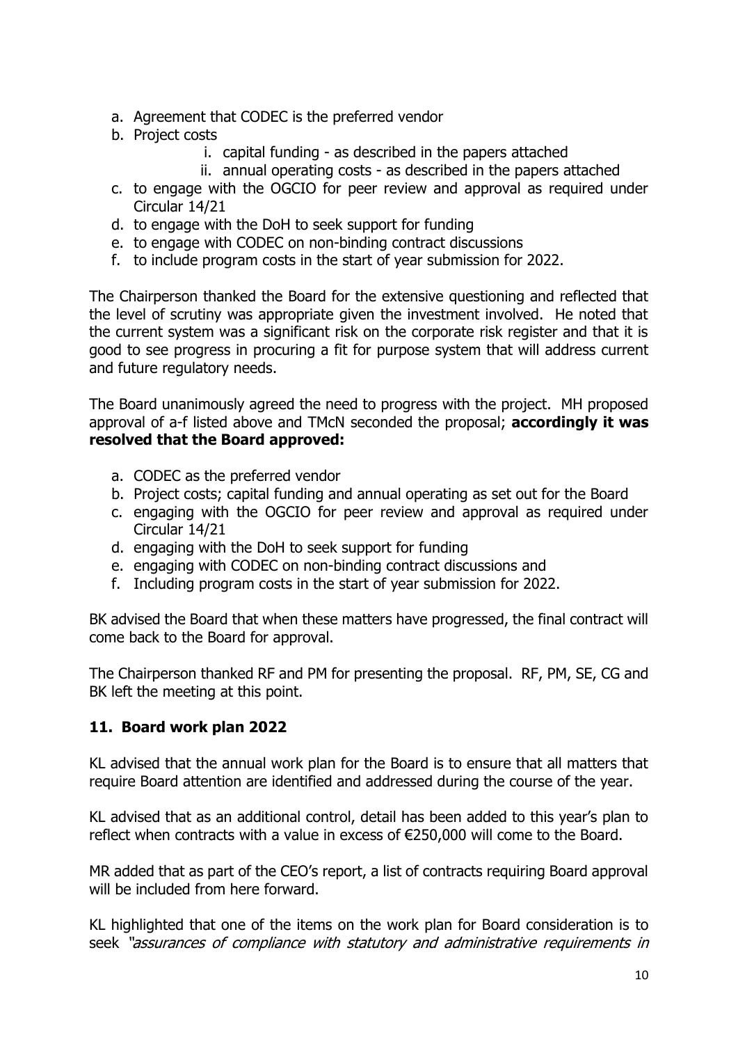a. Agreement that CODEC is the preferred vendor
b. Project costs
    i. capital funding - as described in the papers attached
    ii. annual operating costs - as described in the papers attached
c. to engage with the OGCIO for peer review and approval as required under Circular 14/21
d. to engage with the DoH to seek support for funding
e. to engage with CODEC on non-binding contract discussions
f. to include program costs in the start of year submission for 2022.

The Chairperson thanked the Board for the extensive questioning and reflected that the level of scrutiny was appropriate given the investment involved. He noted that the current system was a significant risk on the corporate risk register and that it is good to see progress in procuring a fit for purpose system that will address current and future regulatory needs.

The Board unanimously agreed the need to progress with the project. MH proposed approval of a-f listed above and TMcN seconded the proposal; **accordingly it was resolved that the Board approved:**

a. CODEC as the preferred vendor
b. Project costs; capital funding and annual operating as set out for the Board
c. engaging with the OGCIO for peer review and approval as required under Circular 14/21
d. engaging with the DoH to seek support for funding
e. engaging with CODEC on non-binding contract discussions and
f. Including program costs in the start of year submission for 2022.

BK advised the Board that when these matters have progressed, the final contract will come back to the Board for approval.

The Chairperson thanked RF and PM for presenting the proposal. RF, PM, SE, CG and BK left the meeting at this point.

## 11. Board work plan 2022

KL advised that the annual work plan for the Board is to ensure that all matters that require Board attention are identified and addressed during the course of the year.

KL advised that as an additional control, detail has been added to this year's plan to reflect when contracts with a value in excess of €250,000 will come to the Board.

MR added that as part of the CEO's report, a list of contracts requiring Board approval will be included from here forward.

KL highlighted that one of the items on the work plan for Board consideration is to seek *"assurances of compliance with statutory and administrative requirements in*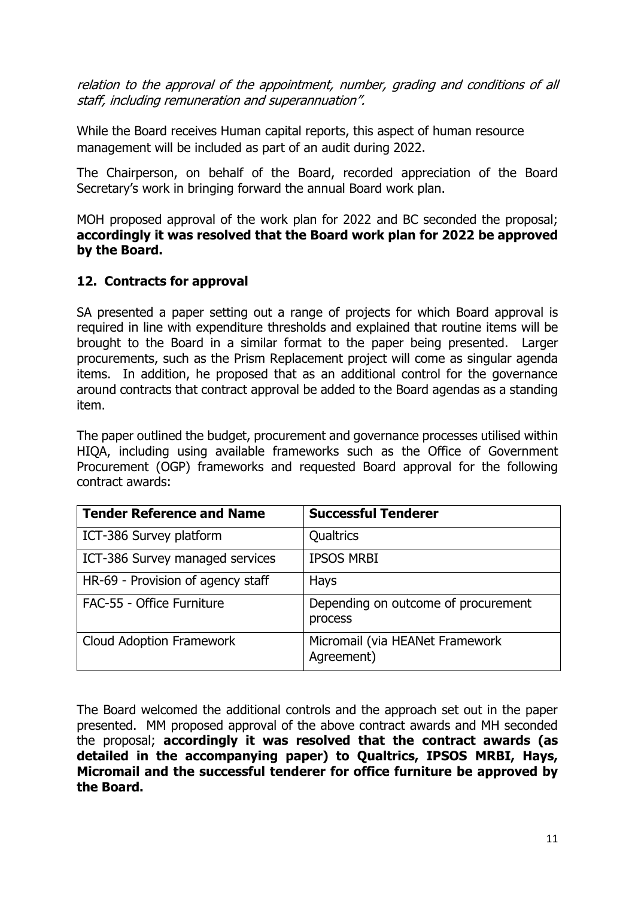*relation to the approval of the appointment, number, grading and conditions of all staff, including remuneration and superannuation".*

While the Board receives Human capital reports, this aspect of human resource management will be included as part of an audit during 2022.

The Chairperson, on behalf of the Board, recorded appreciation of the Board Secretary's work in bringing forward the annual Board work plan.

MOH proposed approval of the work plan for 2022 and BC seconded the proposal; **accordingly it was resolved that the Board work plan for 2022 be approved by the Board.**

## 12. Contracts for approval

SA presented a paper setting out a range of projects for which Board approval is required in line with expenditure thresholds and explained that routine items will be brought to the Board in a similar format to the paper being presented. Larger procurements, such as the Prism Replacement project will come as singular agenda items. In addition, he proposed that as an additional control for the governance around contracts that contract approval be added to the Board agendas as a standing item.

The paper outlined the budget, procurement and governance processes utilised within HIQA, including using available frameworks such as the Office of Government Procurement (OGP) frameworks and requested Board approval for the following contract awards:

| Tender Reference and Name | Successful Tenderer |
|---|---|
| ICT-386 Survey platform | Qualtrics |
| ICT-386 Survey managed services | IPSOS MRBI |
| HR-69 - Provision of agency staff | Hays |
| FAC-55 - Office Furniture | Depending on outcome of procurement process |
| Cloud Adoption Framework | Micromail (via HEANet Framework Agreement) |

The Board welcomed the additional controls and the approach set out in the paper presented. MM proposed approval of the above contract awards and MH seconded the proposal; **accordingly it was resolved that the contract awards (as detailed in the accompanying paper) to Qualtrics, IPSOS MRBI, Hays, Micromail and the successful tenderer for office furniture be approved by the Board.**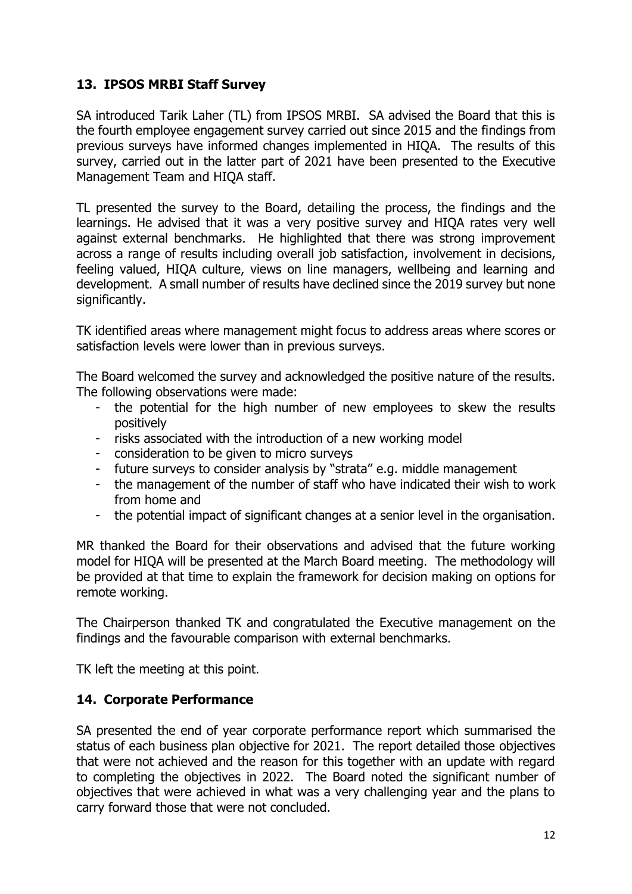## 13. IPSOS MRBI Staff Survey

SA introduced Tarik Laher (TL) from IPSOS MRBI. SA advised the Board that this is the fourth employee engagement survey carried out since 2015 and the findings from previous surveys have informed changes implemented in HIQA. The results of this survey, carried out in the latter part of 2021 have been presented to the Executive Management Team and HIQA staff.

TL presented the survey to the Board, detailing the process, the findings and the learnings. He advised that it was a very positive survey and HIQA rates very well against external benchmarks. He highlighted that there was strong improvement across a range of results including overall job satisfaction, involvement in decisions, feeling valued, HIQA culture, views on line managers, wellbeing and learning and development. A small number of results have declined since the 2019 survey but none significantly.

TK identified areas where management might focus to address areas where scores or satisfaction levels were lower than in previous surveys.

The Board welcomed the survey and acknowledged the positive nature of the results. The following observations were made:

- the potential for the high number of new employees to skew the results positively
- risks associated with the introduction of a new working model
- consideration to be given to micro surveys
- future surveys to consider analysis by "strata" e.g. middle management
- the management of the number of staff who have indicated their wish to work from home and
- the potential impact of significant changes at a senior level in the organisation.

MR thanked the Board for their observations and advised that the future working model for HIQA will be presented at the March Board meeting. The methodology will be provided at that time to explain the framework for decision making on options for remote working.

The Chairperson thanked TK and congratulated the Executive management on the findings and the favourable comparison with external benchmarks.

TK left the meeting at this point.

## 14. Corporate Performance

SA presented the end of year corporate performance report which summarised the status of each business plan objective for 2021. The report detailed those objectives that were not achieved and the reason for this together with an update with regard to completing the objectives in 2022. The Board noted the significant number of objectives that were achieved in what was a very challenging year and the plans to carry forward those that were not concluded.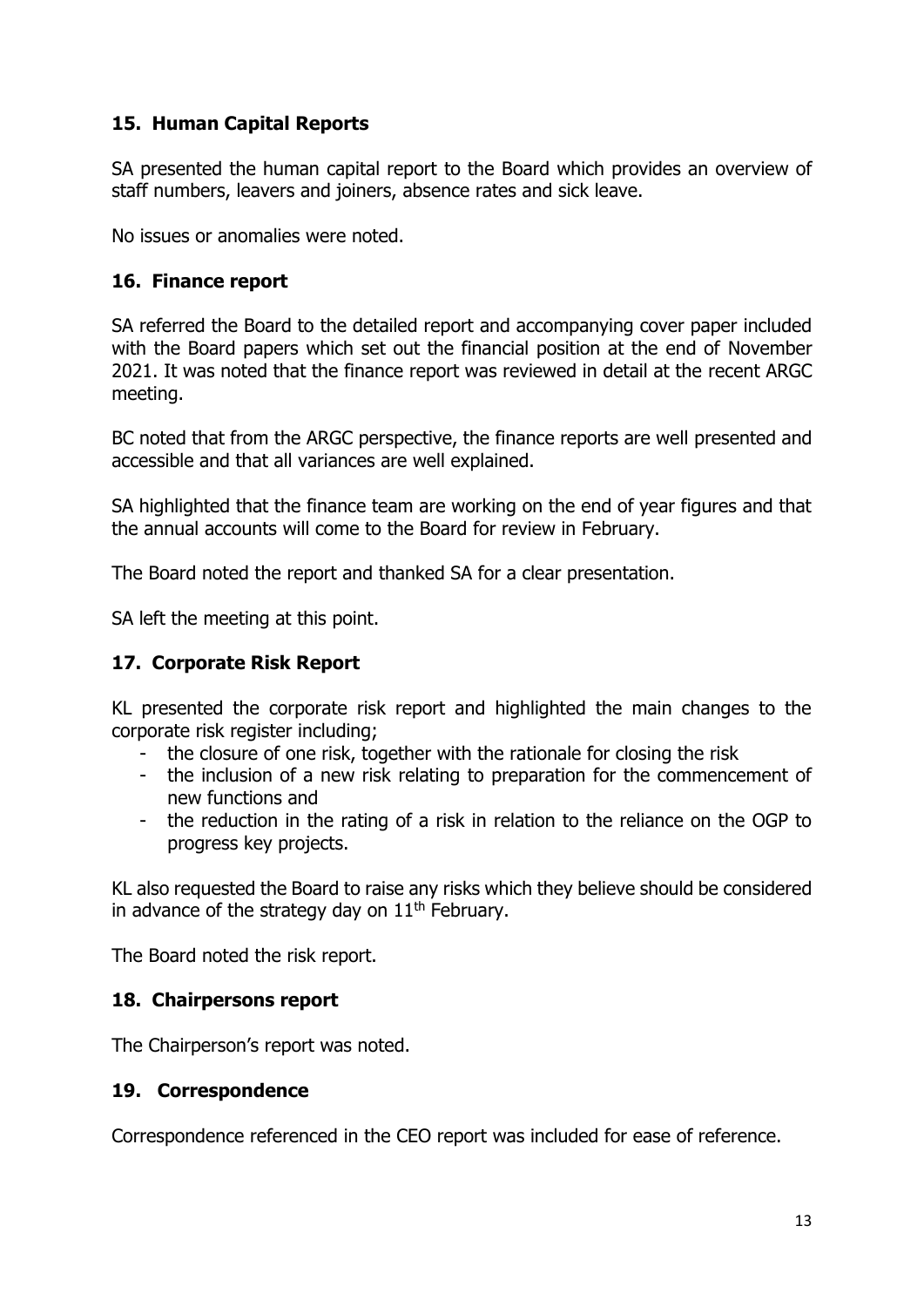## 15. Human Capital Reports

SA presented the human capital report to the Board which provides an overview of staff numbers, leavers and joiners, absence rates and sick leave.

No issues or anomalies were noted.

## 16. Finance report

SA referred the Board to the detailed report and accompanying cover paper included with the Board papers which set out the financial position at the end of November 2021. It was noted that the finance report was reviewed in detail at the recent ARGC meeting.

BC noted that from the ARGC perspective, the finance reports are well presented and accessible and that all variances are well explained.

SA highlighted that the finance team are working on the end of year figures and that the annual accounts will come to the Board for review in February.

The Board noted the report and thanked SA for a clear presentation.

SA left the meeting at this point.

## 17. Corporate Risk Report

KL presented the corporate risk report and highlighted the main changes to the corporate risk register including;

- the closure of one risk, together with the rationale for closing the risk
- the inclusion of a new risk relating to preparation for the commencement of new functions and
- the reduction in the rating of a risk in relation to the reliance on the OGP to progress key projects.

KL also requested the Board to raise any risks which they believe should be considered in advance of the strategy day on 11th February.

The Board noted the risk report.

## 18. Chairpersons report

The Chairperson's report was noted.

## 19. Correspondence

Correspondence referenced in the CEO report was included for ease of reference.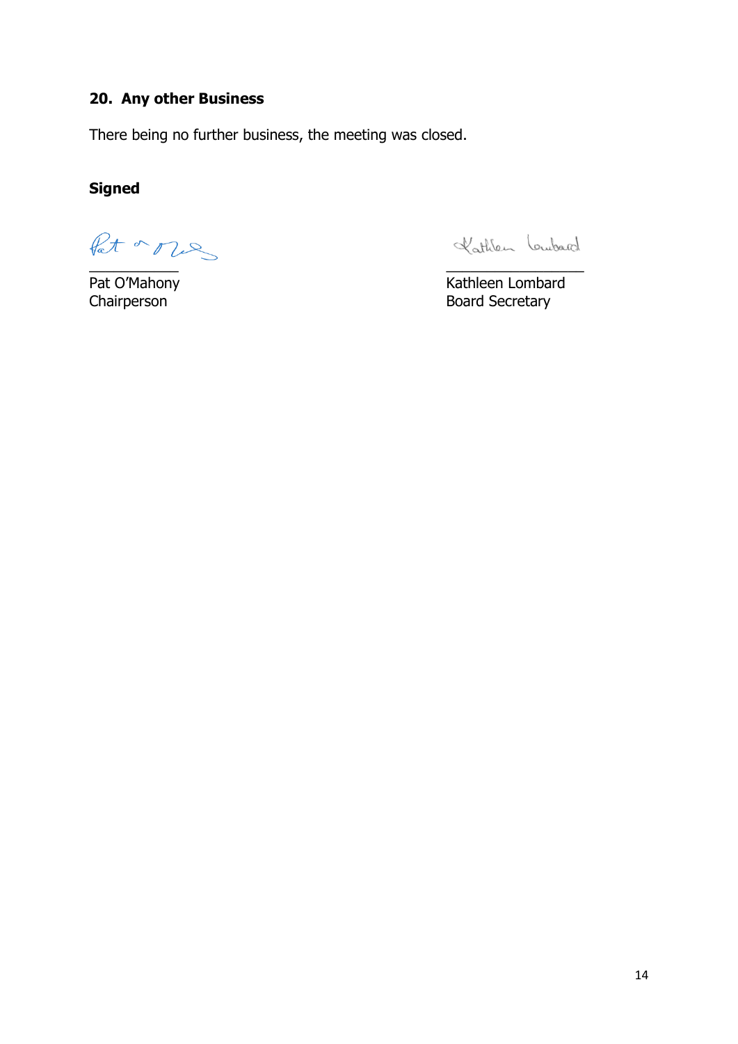## 20. Any other Business

There being no further business, the meeting was closed.

**Signed**

| | |
|---|---|
| Pat O'Mahony | Kathleen Lombard |
| Chairperson | Board Secretary |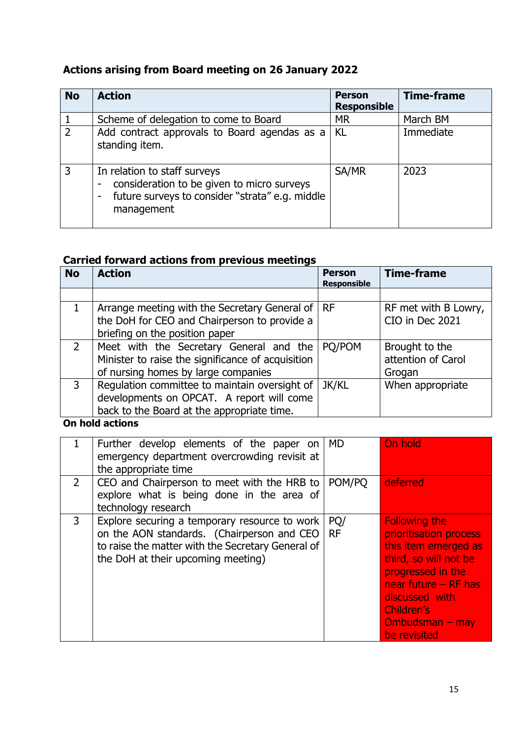**Actions arising from Board meeting on 26 January 2022**

| No | Action | Person Responsible | Time-frame |
|---|---|---|---|
| 1 | Scheme of delegation to come to Board | MR | March BM |
| 2 | Add contract approvals to Board agendas as a standing item. | KL | Immediate |
| 3 | In relation to staff surveys<br>- consideration to be given to micro surveys<br>- future surveys to consider "strata" e.g. middle management | SA/MR | 2023 |

**Carried forward actions from previous meetings**

| No | Action | Person Responsible | Time-frame |
|---|---|---|---|
| | | | |
| 1 | Arrange meeting with the Secretary General of the DoH for CEO and Chairperson to provide a briefing on the position paper | RF | RF met with B Lowry, CIO in Dec 2021 |
| 2 | Meet with the Secretary General and the Minister to raise the significance of acquisition of nursing homes by large companies | PQ/POM | Brought to the attention of Carol Grogan |
| 3 | Regulation committee to maintain oversight of developments on OPCAT. A report will come back to the Board at the appropriate time. | JK/KL | When appropriate |

**On hold actions**

| | | | |
|---|---|---|---|
| 1 | Further develop elements of the paper on emergency department overcrowding revisit at the appropriate time | MD | On hold |
| 2 | CEO and Chairperson to meet with the HRB to explore what is being done in the area of technology research | POM/PQ | deferred |
| 3 | Explore securing a temporary resource to work on the AON standards. (Chairperson and CEO to raise the matter with the Secretary General of the DoH at their upcoming meeting) | PQ/ RF | Following the prioritisation process this item emerged as third, so will not be progressed in the near future – RF has discussed with Children's Ombudsman – may be revisited |